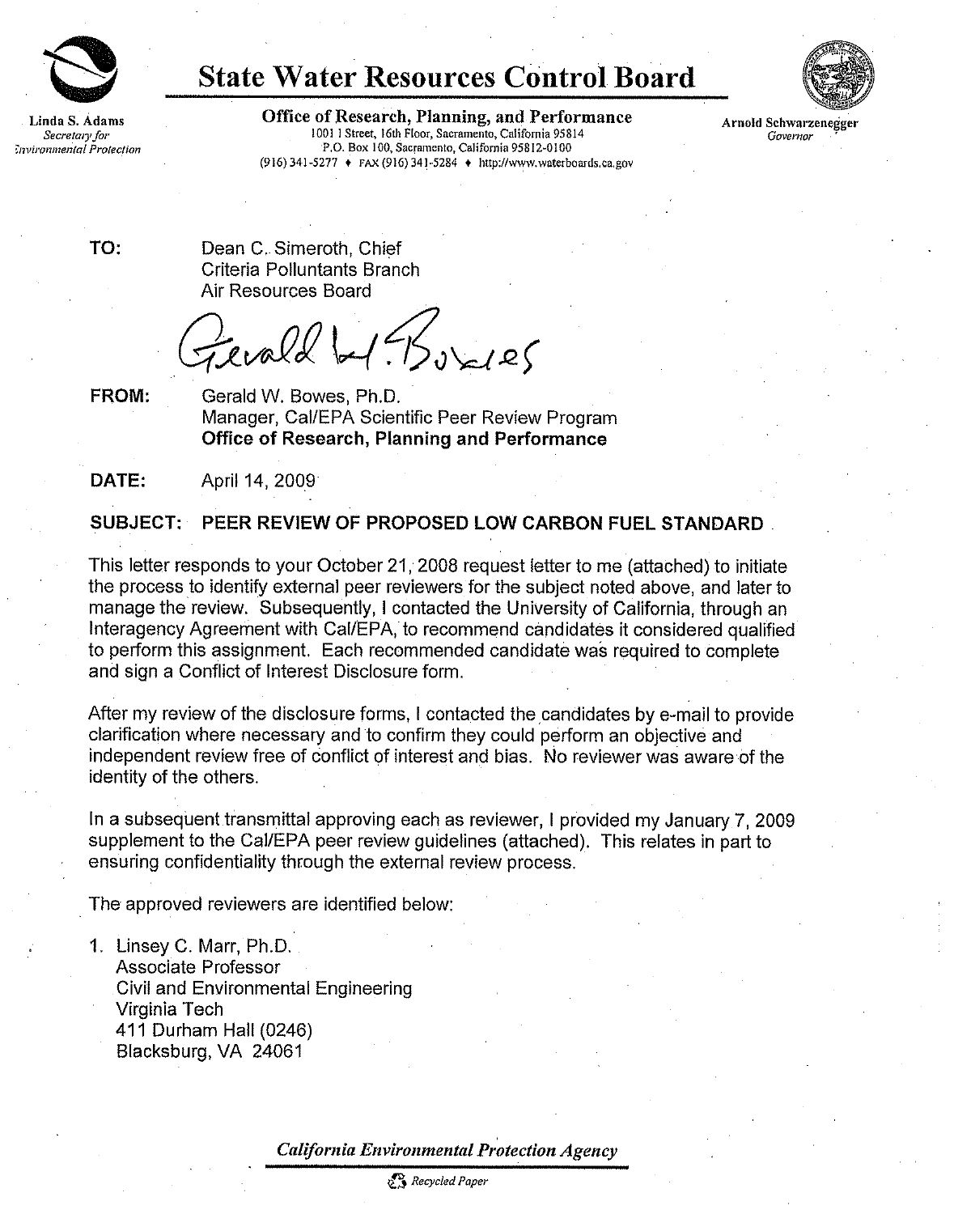# State Water Resources Control Board

**Linda S. Adams**
*Secretary for Environmental Protection*

**Office of Research, Planning, and Performance**
1001 I Street, 16th Floor, Sacramento, California 95814
P.O. Box 100, Sacramento, California 95812-0100
(916) 341-5277 ♦ FAX (916) 341-5284 ♦ http://www.waterboards.ca.gov

**Arnold Schwarzenegger**
*Governor*

**TO:** Dean C. Simeroth, Chief
Criteria Polluntants Branch
Air Resources Board

**FROM:** Gerald W. Bowes, Ph.D.
Manager, Cal/EPA Scientific Peer Review Program
**Office of Research, Planning and Performance**

**DATE:** April 14, 2009

**SUBJECT: PEER REVIEW OF PROPOSED LOW CARBON FUEL STANDARD**

This letter responds to your October 21, 2008 request letter to me (attached) to initiate the process to identify external peer reviewers for the subject noted above, and later to manage the review. Subsequently, I contacted the University of California, through an Interagency Agreement with Cal/EPA, to recommend candidates it considered qualified to perform this assignment. Each recommended candidate was required to complete and sign a Conflict of Interest Disclosure form.

After my review of the disclosure forms, I contacted the candidates by e-mail to provide clarification where necessary and to confirm they could perform an objective and independent review free of conflict of interest and bias. No reviewer was aware of the identity of the others.

In a subsequent transmittal approving each as reviewer, I provided my January 7, 2009 supplement to the Cal/EPA peer review guidelines (attached). This relates in part to ensuring confidentiality through the external review process.

The approved reviewers are identified below:

1. Linsey C. Marr, Ph.D.
   Associate Professor
   Civil and Environmental Engineering
   Virginia Tech
   411 Durham Hall (0246)
   Blacksburg, VA 24061

*California Environmental Protection Agency*

Recycled Paper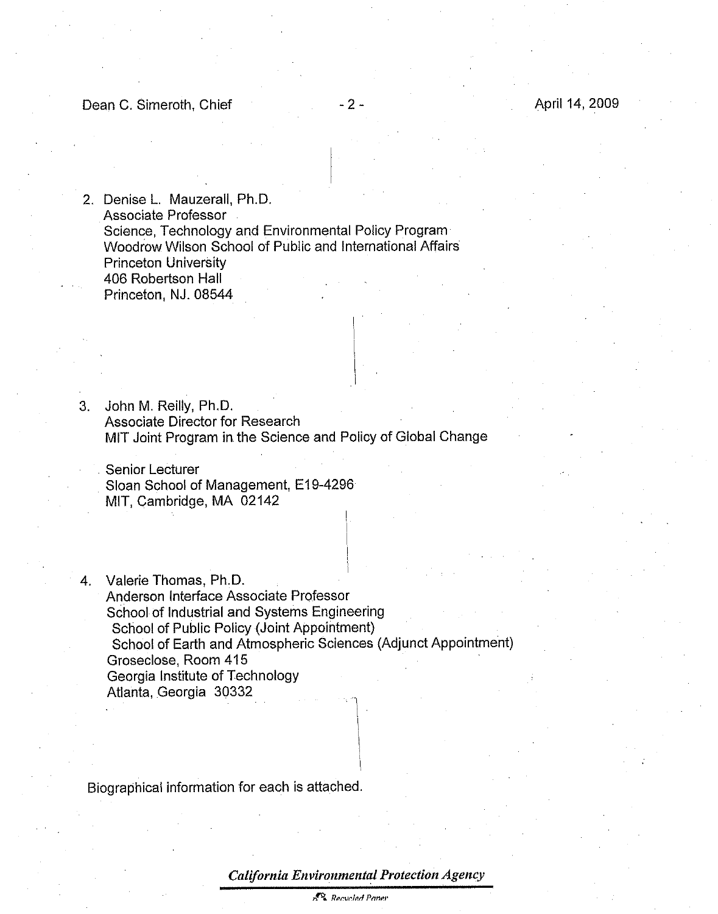2. Denise L. Mauzerall, Ph.D.
   Associate Professor
   Science, Technology and Environmental Policy Program
   Woodrow Wilson School of Public and International Affairs
   Princeton University
   406 Robertson Hall
   Princeton, NJ. 08544

3. John M. Reilly, Ph.D.
   Associate Director for Research
   MIT Joint Program in the Science and Policy of Global Change

   Senior Lecturer
   Sloan School of Management, E19-4296
   MIT, Cambridge, MA 02142

4. Valerie Thomas, Ph.D.
   Anderson Interface Associate Professor
   School of Industrial and Systems Engineering
   School of Public Policy (Joint Appointment)
   School of Earth and Atmospheric Sciences (Adjunct Appointment)
   Groseclose, Room 415
   Georgia Institute of Technology
   Atlanta, Georgia 30332

Biographical information for each is attached.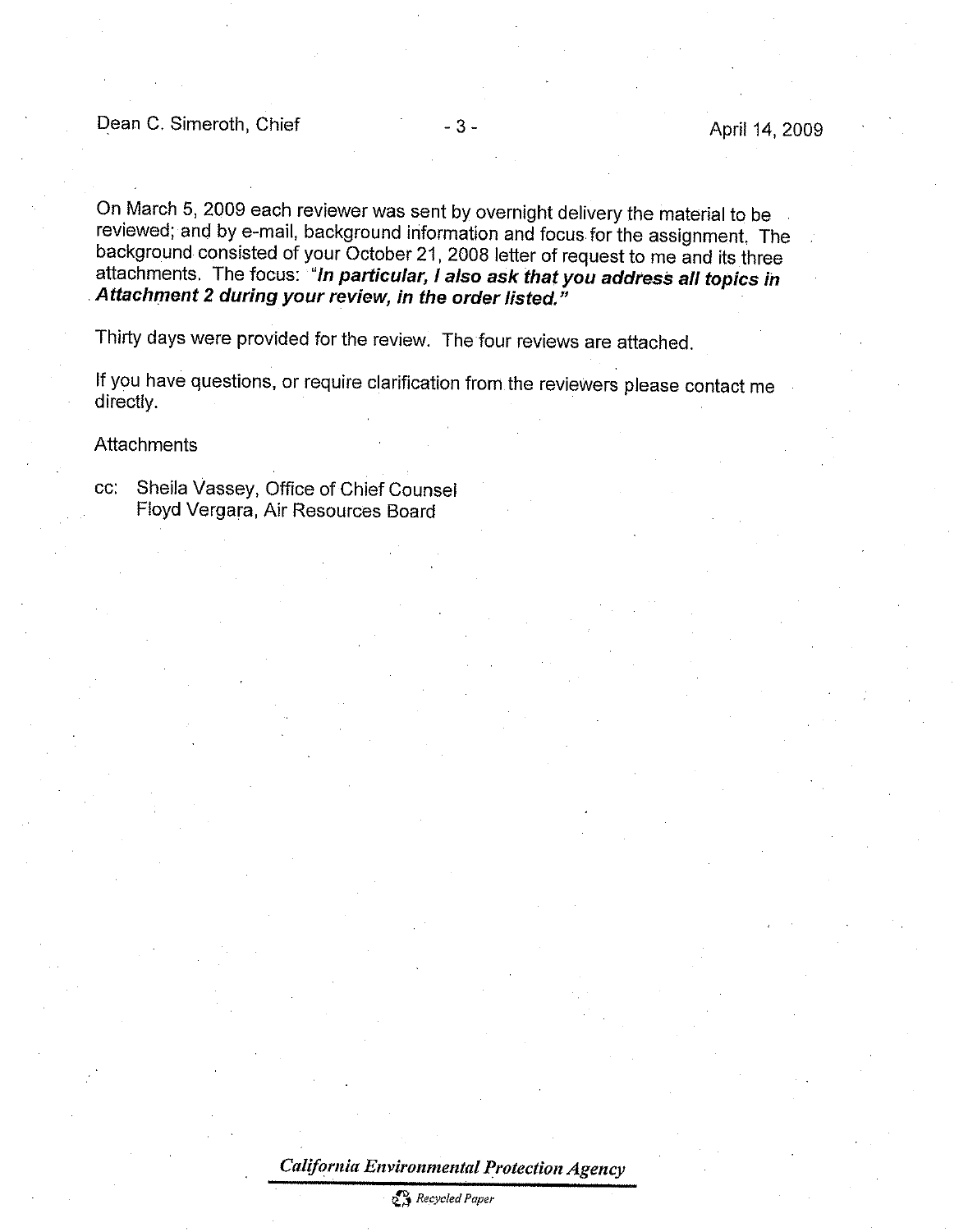On March 5, 2009 each reviewer was sent by overnight delivery the material to be reviewed; and by e-mail, background information and focus for the assignment. The background consisted of your October 21, 2008 letter of request to me and its three attachments. The focus: ***"In particular, I also ask that you address all topics in Attachment 2 during your review, in the order listed."***

Thirty days were provided for the review. The four reviews are attached.

If you have questions, or require clarification from the reviewers please contact me directly.

Attachments

cc: Sheila Vassey, Office of Chief Counsel
Floyd Vergara, Air Resources Board

*California Environmental Protection Agency*

*Recycled Paper*